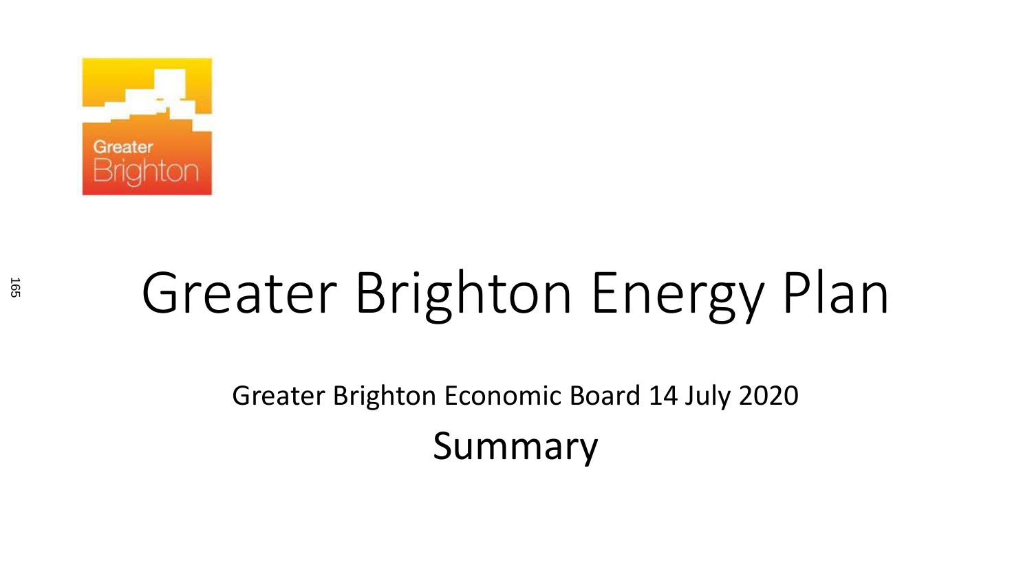# Greater Brighton Energy Plan

Greater Brighton Economic Board 14 July 2020

Summary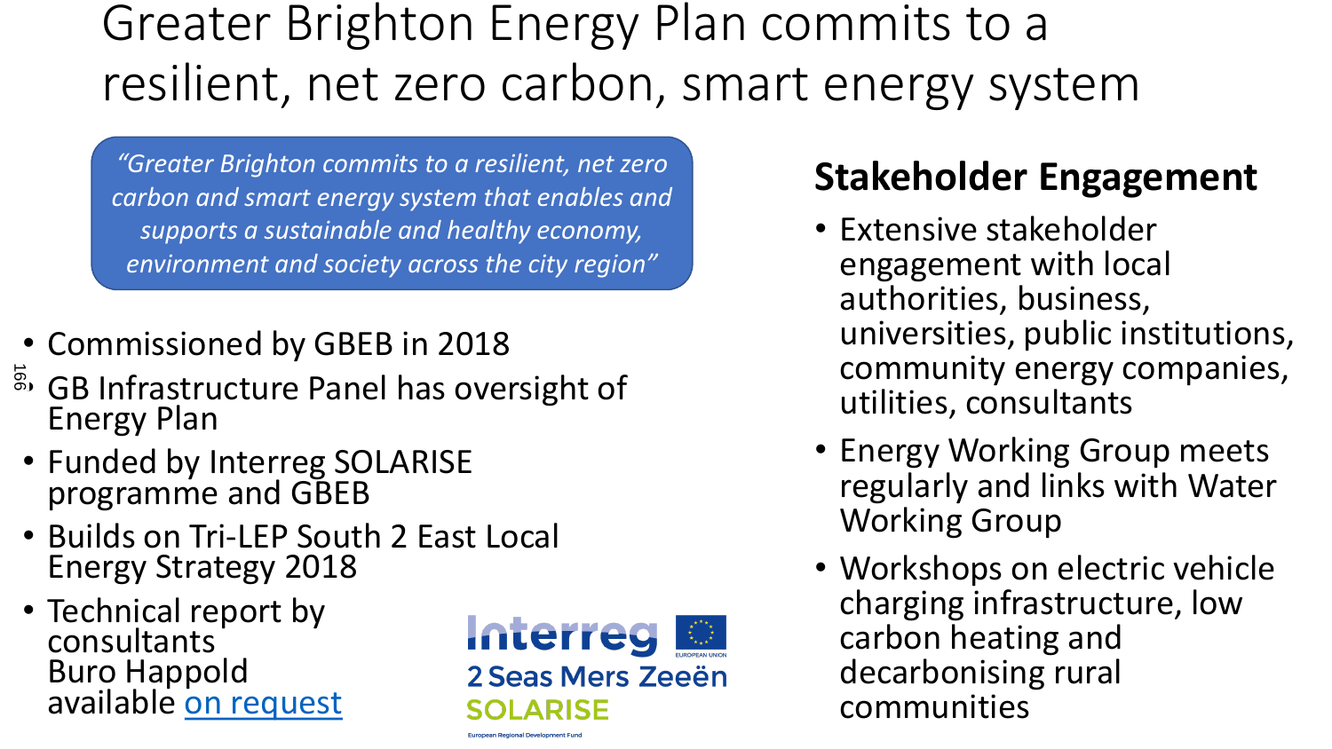# Greater Brighton Energy Plan commits to a resilient, net zero carbon, smart energy system

> *"Greater Brighton commits to a resilient, net zero carbon and smart energy system that enables and supports a sustainable and healthy economy, environment and society across the city region"*

- Commissioned by GBEB in 2018
- GB Infrastructure Panel has oversight of Energy Plan
- Funded by Interreg SOLARISE programme and GBEB
- Builds on Tri-LEP South 2 East Local Energy Strategy 2018
- Technical report by consultants Buro Happold available on request

Interreg
2 Seas Mers Zeeën
SOLARISE
European Regional Development Fund

## Stakeholder Engagement

- Extensive stakeholder engagement with local authorities, business, universities, public institutions, community energy companies, utilities, consultants
- Energy Working Group meets regularly and links with Water Working Group
- Workshops on electric vehicle charging infrastructure, low carbon heating and decarbonising rural communities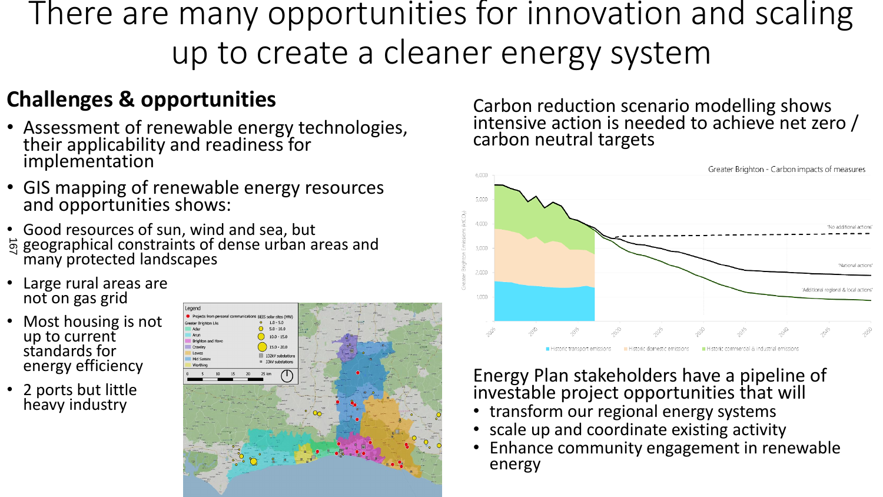# There are many opportunities for innovation and scaling up to create a cleaner energy system

## Challenges & opportunities

- Assessment of renewable energy technologies, their applicability and readiness for implementation
- GIS mapping of renewable energy resources and opportunities shows:
- Good resources of sun, wind and sea, but geographical constraints of dense urban areas and many protected landscapes
- Large rural areas are not on gas grid
- Most housing is not up to current standards for energy efficiency
- 2 ports but little heavy industry

Carbon reduction scenario modelling shows intensive action is needed to achieve net zero / carbon neutral targets

Energy Plan stakeholders have a pipeline of investable project opportunities that will

- transform our regional energy systems
- scale up and coordinate existing activity
- Enhance community engagement in renewable energy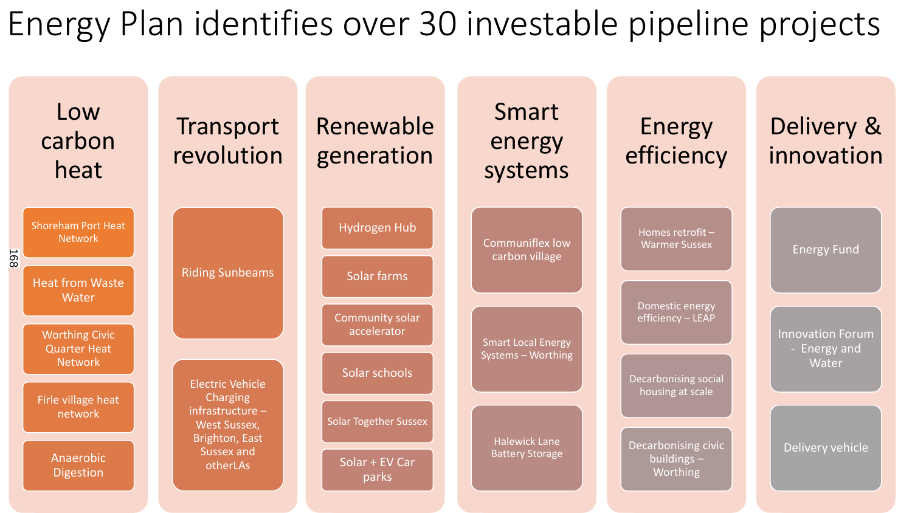# Energy Plan identifies over 30 investable pipeline projects

## Low carbon heat

- Shoreham Port Heat Network
- Heat from Waste Water
- Worthing Civic Quarter Heat Network
- Firle village heat network
- Anaerobic Digestion

## Transport revolution

- Riding Sunbeams
- Electric Vehicle Charging infrastructure – West Sussex, Brighton, East Sussex and otherLAs

## Renewable generation

- Hydrogen Hub
- Solar farms
- Community solar accelerator
- Solar schools
- Solar Together Sussex
- Solar + EV Car parks

## Smart energy systems

- Communiflex low carbon village
- Smart Local Energy Systems – Worthing
- Halewick Lane Battery Storage

## Energy efficiency

- Homes retrofit – Warmer Sussex
- Domestic energy efficiency – LEAP
- Decarbonising social housing at scale
- Decarbonising civic buildings – Worthing

## Delivery & innovation

- Energy Fund
- Innovation Forum - Energy and Water
- Delivery vehicle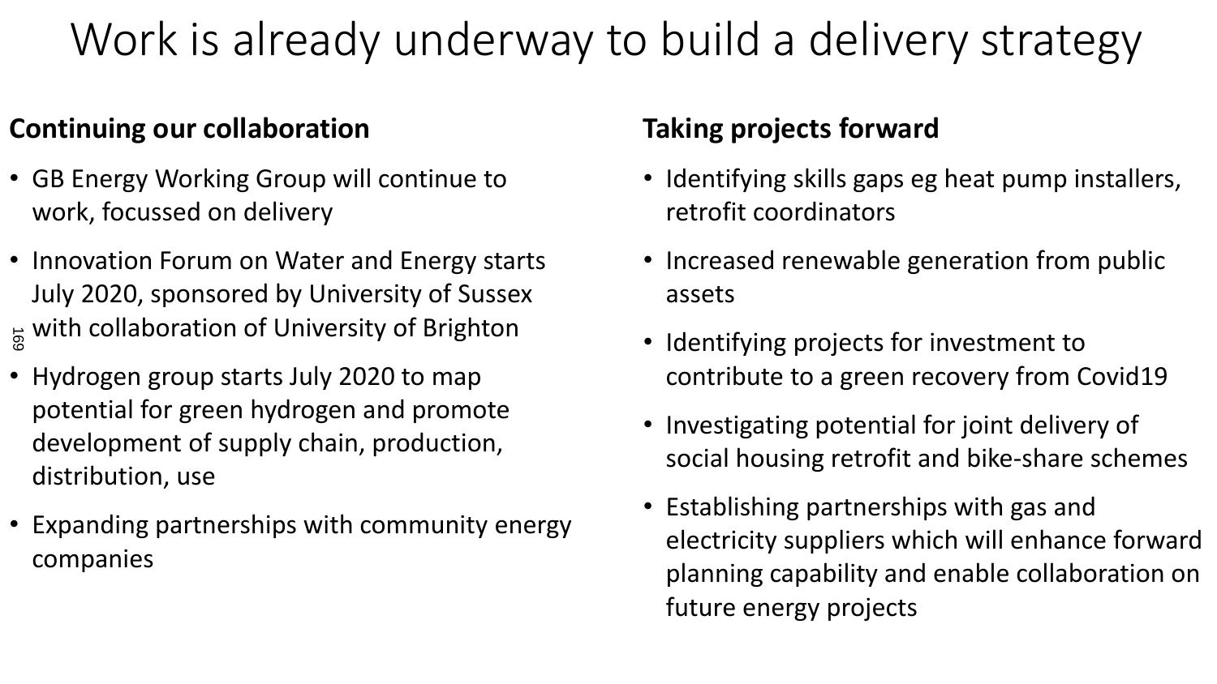# Work is already underway to build a delivery strategy

## Continuing our collaboration

- GB Energy Working Group will continue to work, focussed on delivery
- Innovation Forum on Water and Energy starts July 2020, sponsored by University of Sussex with collaboration of University of Brighton
- Hydrogen group starts July 2020 to map potential for green hydrogen and promote development of supply chain, production, distribution, use
- Expanding partnerships with community energy companies

## Taking projects forward

- Identifying skills gaps eg heat pump installers, retrofit coordinators
- Increased renewable generation from public assets
- Identifying projects for investment to contribute to a green recovery from Covid19
- Investigating potential for joint delivery of social housing retrofit and bike-share schemes
- Establishing partnerships with gas and electricity suppliers which will enhance forward planning capability and enable collaboration on future energy projects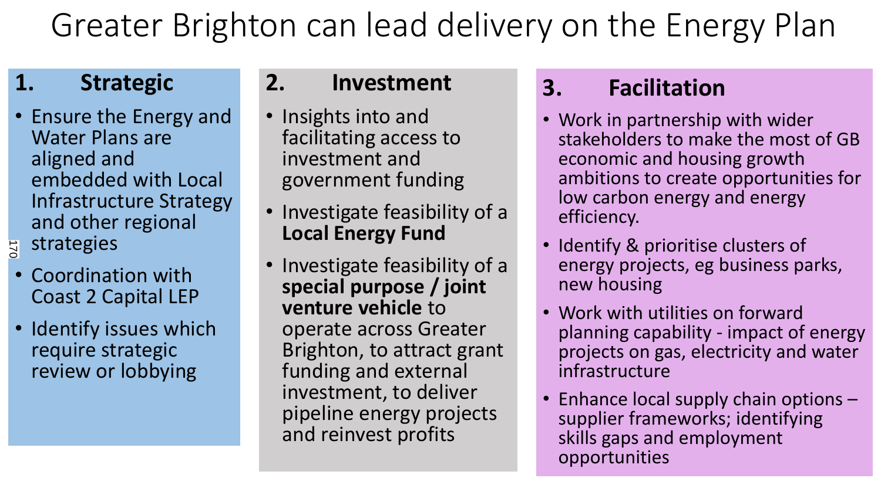# Greater Brighton can lead delivery on the Energy Plan

## 1. Strategic

- Ensure the Energy and Water Plans are aligned and embedded with Local Infrastructure Strategy and other regional strategies
- Coordination with Coast 2 Capital LEP
- Identify issues which require strategic review or lobbying

## 2. Investment

- Insights into and facilitating access to investment and government funding
- Investigate feasibility of a **Local Energy Fund**
- Investigate feasibility of a **special purpose / joint venture vehicle** to operate across Greater Brighton, to attract grant funding and external investment, to deliver pipeline energy projects and reinvest profits

## 3. Facilitation

- Work in partnership with wider stakeholders to make the most of GB economic and housing growth ambitions to create opportunities for low carbon energy and energy efficiency.
- Identify & prioritise clusters of energy projects, eg business parks, new housing
- Work with utilities on forward planning capability - impact of energy projects on gas, electricity and water infrastructure
- Enhance local supply chain options – supplier frameworks; identifying skills gaps and employment opportunities